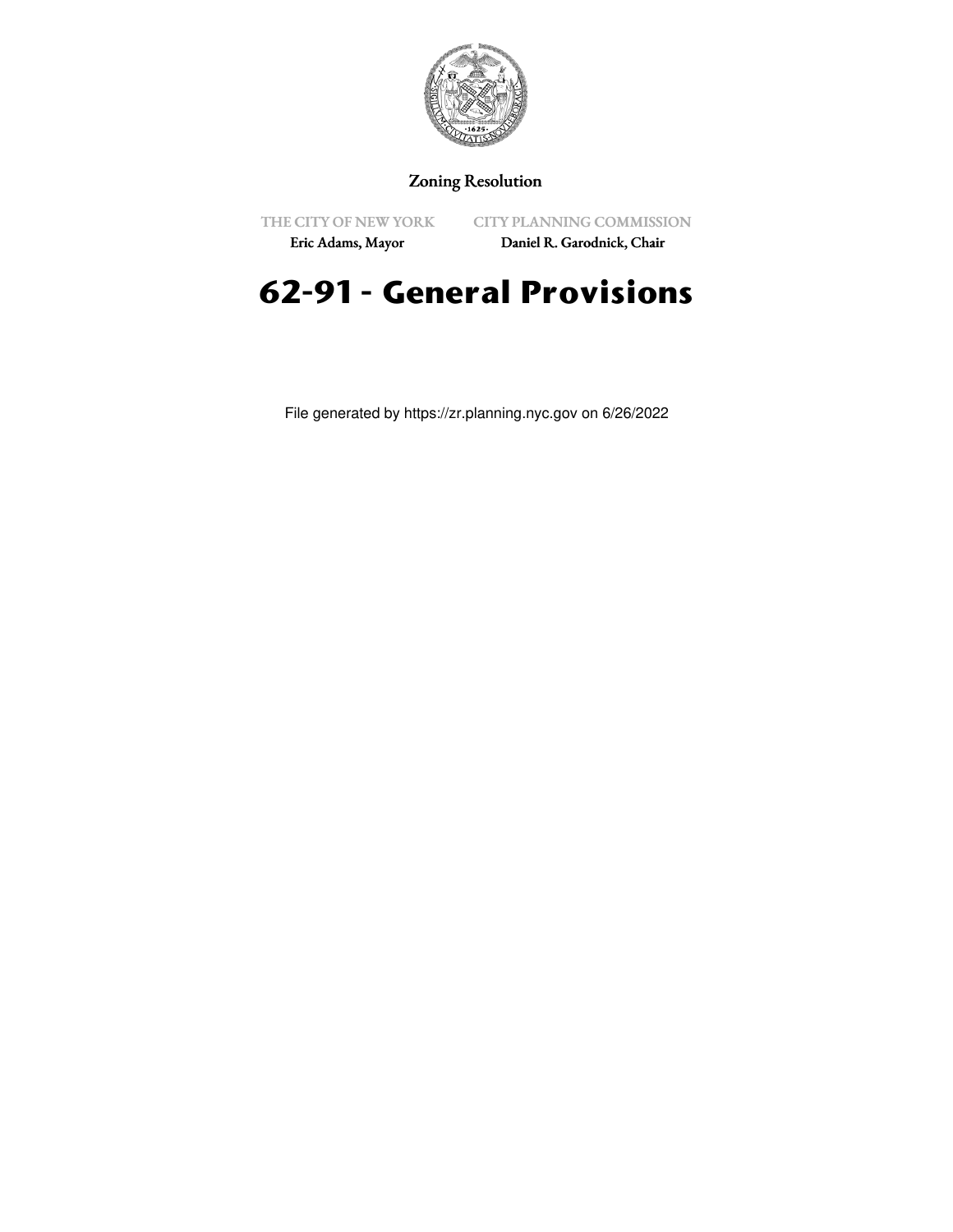Zoning Resolution

THE CITY OF NEW YORK
Eric Adams, Mayor

CITY PLANNING COMMISSION
Daniel R. Garodnick, Chair

# 62-91 - General Provisions

File generated by https://zr.planning.nyc.gov on 6/26/2022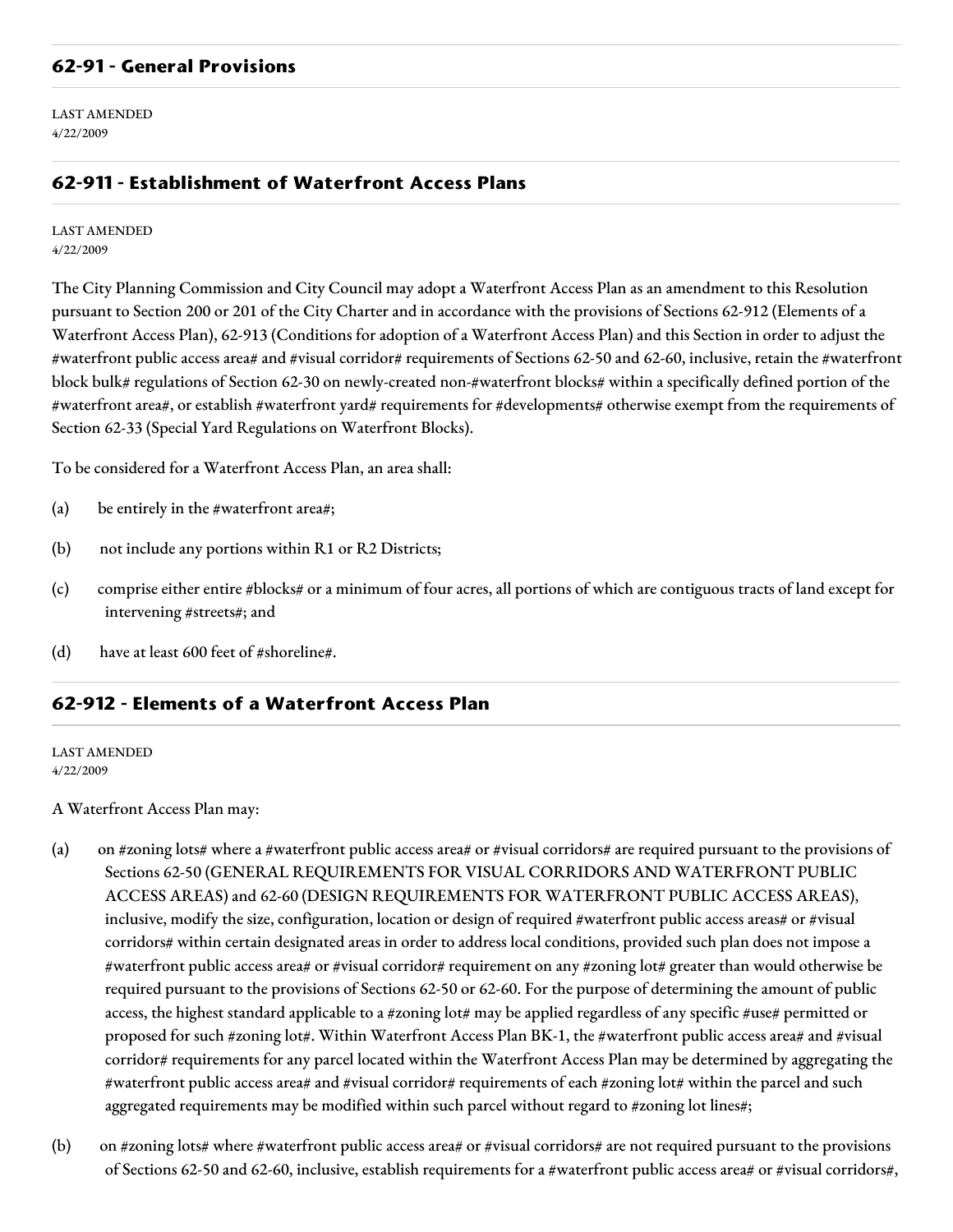## 62-91 - General Provisions

LAST AMENDED
4/22/2009

## 62-911 - Establishment of Waterfront Access Plans

LAST AMENDED
4/22/2009

The City Planning Commission and City Council may adopt a Waterfront Access Plan as an amendment to this Resolution pursuant to Section 200 or 201 of the City Charter and in accordance with the provisions of Sections 62-912 (Elements of a Waterfront Access Plan), 62-913 (Conditions for adoption of a Waterfront Access Plan) and this Section in order to adjust the #waterfront public access area# and #visual corridor# requirements of Sections 62-50 and 62-60, inclusive, retain the #waterfront block bulk# regulations of Section 62-30 on newly-created non-#waterfront blocks# within a specifically defined portion of the #waterfront area#, or establish #waterfront yard# requirements for #developments# otherwise exempt from the requirements of Section 62-33 (Special Yard Regulations on Waterfront Blocks).

To be considered for a Waterfront Access Plan, an area shall:

(a) be entirely in the #waterfront area#;

(b) not include any portions within R1 or R2 Districts;

(c) comprise either entire #blocks# or a minimum of four acres, all portions of which are contiguous tracts of land except for intervening #streets#; and

(d) have at least 600 feet of #shoreline#.

## 62-912 - Elements of a Waterfront Access Plan

LAST AMENDED
4/22/2009

A Waterfront Access Plan may:

(a) on #zoning lots# where a #waterfront public access area# or #visual corridors# are required pursuant to the provisions of Sections 62-50 (GENERAL REQUIREMENTS FOR VISUAL CORRIDORS AND WATERFRONT PUBLIC ACCESS AREAS) and 62-60 (DESIGN REQUIREMENTS FOR WATERFRONT PUBLIC ACCESS AREAS), inclusive, modify the size, configuration, location or design of required #waterfront public access areas# or #visual corridors# within certain designated areas in order to address local conditions, provided such plan does not impose a #waterfront public access area# or #visual corridor# requirement on any #zoning lot# greater than would otherwise be required pursuant to the provisions of Sections 62-50 or 62-60. For the purpose of determining the amount of public access, the highest standard applicable to a #zoning lot# may be applied regardless of any specific #use# permitted or proposed for such #zoning lot#. Within Waterfront Access Plan BK-1, the #waterfront public access area# and #visual corridor# requirements for any parcel located within the Waterfront Access Plan may be determined by aggregating the #waterfront public access area# and #visual corridor# requirements of each #zoning lot# within the parcel and such aggregated requirements may be modified within such parcel without regard to #zoning lot lines#;

(b) on #zoning lots# where #waterfront public access area# or #visual corridors# are not required pursuant to the provisions of Sections 62-50 and 62-60, inclusive, establish requirements for a #waterfront public access area# or #visual corridors#,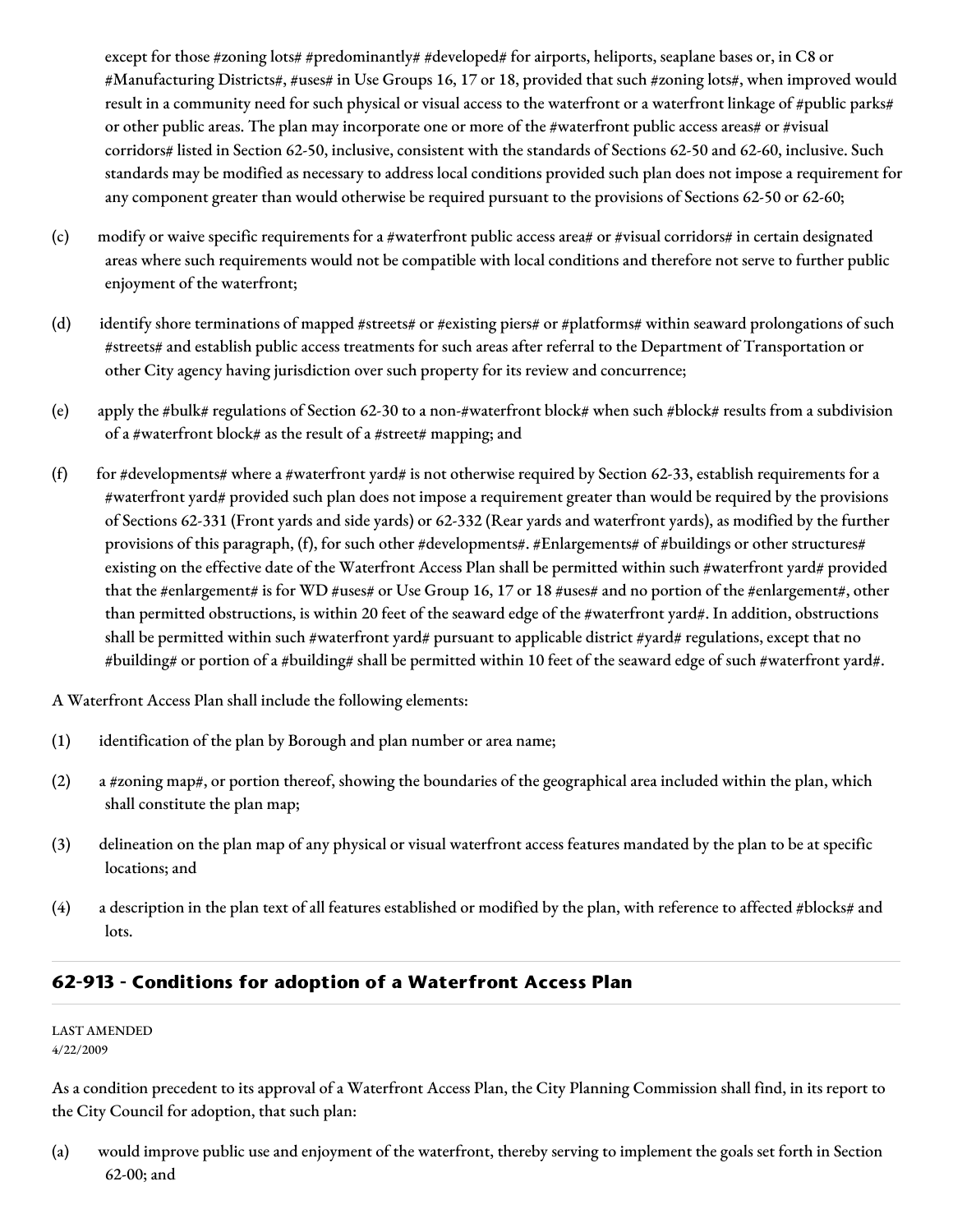except for those #zoning lots# #predominantly# #developed# for airports, heliports, seaplane bases or, in C8 or #Manufacturing Districts#, #uses# in Use Groups 16, 17 or 18, provided that such #zoning lots#, when improved would result in a community need for such physical or visual access to the waterfront or a waterfront linkage of #public parks# or other public areas. The plan may incorporate one or more of the #waterfront public access areas# or #visual corridors# listed in Section 62-50, inclusive, consistent with the standards of Sections 62-50 and 62-60, inclusive. Such standards may be modified as necessary to address local conditions provided such plan does not impose a requirement for any component greater than would otherwise be required pursuant to the provisions of Sections 62-50 or 62-60;

(c) modify or waive specific requirements for a #waterfront public access area# or #visual corridors# in certain designated areas where such requirements would not be compatible with local conditions and therefore not serve to further public enjoyment of the waterfront;

(d) identify shore terminations of mapped #streets# or #existing piers# or #platforms# within seaward prolongations of such #streets# and establish public access treatments for such areas after referral to the Department of Transportation or other City agency having jurisdiction over such property for its review and concurrence;

(e) apply the #bulk# regulations of Section 62-30 to a non-#waterfront block# when such #block# results from a subdivision of a #waterfront block# as the result of a #street# mapping; and

(f) for #developments# where a #waterfront yard# is not otherwise required by Section 62-33, establish requirements for a #waterfront yard# provided such plan does not impose a requirement greater than would be required by the provisions of Sections 62-331 (Front yards and side yards) or 62-332 (Rear yards and waterfront yards), as modified by the further provisions of this paragraph, (f), for such other #developments#. #Enlargements# of #buildings or other structures# existing on the effective date of the Waterfront Access Plan shall be permitted within such #waterfront yard# provided that the #enlargement# is for WD #uses# or Use Group 16, 17 or 18 #uses# and no portion of the #enlargement#, other than permitted obstructions, is within 20 feet of the seaward edge of the #waterfront yard#. In addition, obstructions shall be permitted within such #waterfront yard# pursuant to applicable district #yard# regulations, except that no #building# or portion of a #building# shall be permitted within 10 feet of the seaward edge of such #waterfront yard#.

A Waterfront Access Plan shall include the following elements:

(1) identification of the plan by Borough and plan number or area name;

(2) a #zoning map#, or portion thereof, showing the boundaries of the geographical area included within the plan, which shall constitute the plan map;

(3) delineation on the plan map of any physical or visual waterfront access features mandated by the plan to be at specific locations; and

(4) a description in the plan text of all features established or modified by the plan, with reference to affected #blocks# and lots.

## 62-913 - Conditions for adoption of a Waterfront Access Plan

LAST AMENDED
4/22/2009

As a condition precedent to its approval of a Waterfront Access Plan, the City Planning Commission shall find, in its report to the City Council for adoption, that such plan:

(a) would improve public use and enjoyment of the waterfront, thereby serving to implement the goals set forth in Section 62-00; and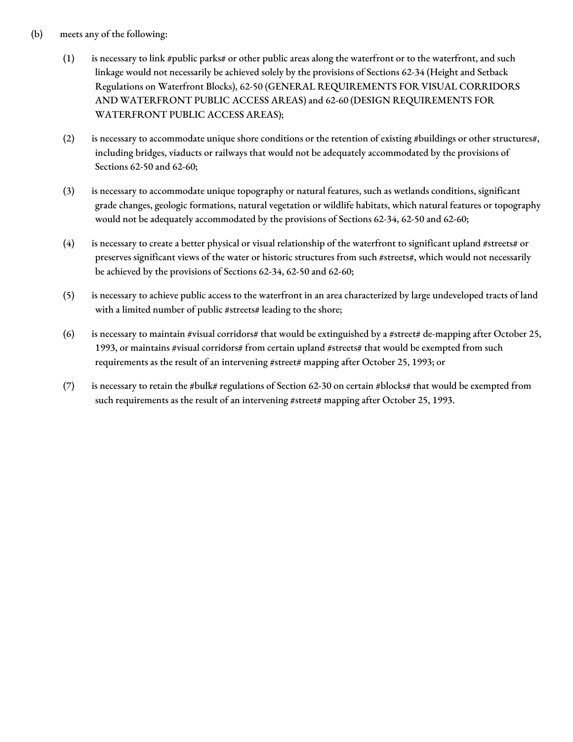(b) meets any of the following:

   (1) is necessary to link #public parks# or other public areas along the waterfront or to the waterfront, and such linkage would not necessarily be achieved solely by the provisions of Sections 62-34 (Height and Setback Regulations on Waterfront Blocks), 62-50 (GENERAL REQUIREMENTS FOR VISUAL CORRIDORS AND WATERFRONT PUBLIC ACCESS AREAS) and 62-60 (DESIGN REQUIREMENTS FOR WATERFRONT PUBLIC ACCESS AREAS);

   (2) is necessary to accommodate unique shore conditions or the retention of existing #buildings or other structures#, including bridges, viaducts or railways that would not be adequately accommodated by the provisions of Sections 62-50 and 62-60;

   (3) is necessary to accommodate unique topography or natural features, such as wetlands conditions, significant grade changes, geologic formations, natural vegetation or wildlife habitats, which natural features or topography would not be adequately accommodated by the provisions of Sections 62-34, 62-50 and 62-60;

   (4) is necessary to create a better physical or visual relationship of the waterfront to significant upland #streets# or preserves significant views of the water or historic structures from such #streets#, which would not necessarily be achieved by the provisions of Sections 62-34, 62-50 and 62-60;

   (5) is necessary to achieve public access to the waterfront in an area characterized by large undeveloped tracts of land with a limited number of public #streets# leading to the shore;

   (6) is necessary to maintain #visual corridors# that would be extinguished by a #street# de-mapping after October 25, 1993, or maintains #visual corridors# from certain upland #streets# that would be exempted from such requirements as the result of an intervening #street# mapping after October 25, 1993; or

   (7) is necessary to retain the #bulk# regulations of Section 62-30 on certain #blocks# that would be exempted from such requirements as the result of an intervening #street# mapping after October 25, 1993.